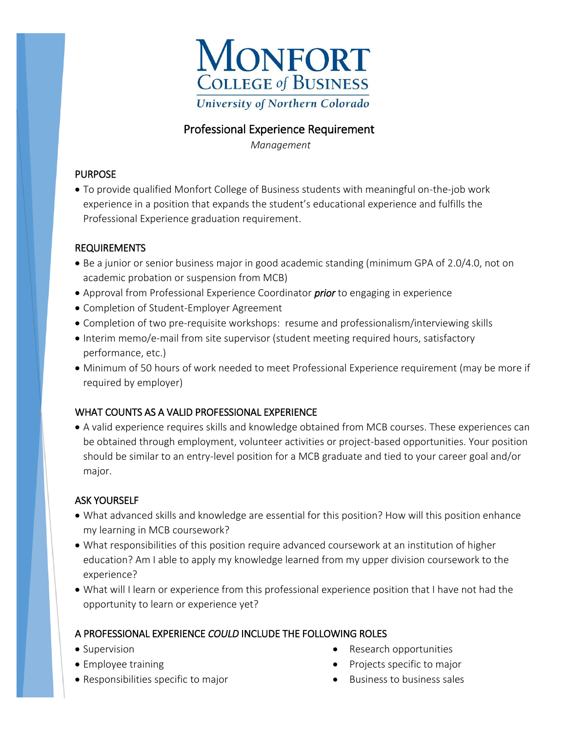# Monfort College of Business

University of Northern Colorado

## Professional Experience Requirement

*Management*

### PURPOSE

- To provide qualified Monfort College of Business students with meaningful on-the-job work experience in a position that expands the student's educational experience and fulfills the Professional Experience graduation requirement.

### REQUIREMENTS

- Be a junior or senior business major in good academic standing (minimum GPA of 2.0/4.0, not on academic probation or suspension from MCB)
- Approval from Professional Experience Coordinator ***prior*** to engaging in experience
- Completion of Student-Employer Agreement
- Completion of two pre-requisite workshops: resume and professionalism/interviewing skills
- Interim memo/e-mail from site supervisor (student meeting required hours, satisfactory performance, etc.)
- Minimum of 50 hours of work needed to meet Professional Experience requirement (may be more if required by employer)

### WHAT COUNTS AS A VALID PROFESSIONAL EXPERIENCE

- A valid experience requires skills and knowledge obtained from MCB courses. These experiences can be obtained through employment, volunteer activities or project-based opportunities. Your position should be similar to an entry-level position for a MCB graduate and tied to your career goal and/or major.

### ASK YOURSELF

- What advanced skills and knowledge are essential for this position? How will this position enhance my learning in MCB coursework?
- What responsibilities of this position require advanced coursework at an institution of higher education? Am I able to apply my knowledge learned from my upper division coursework to the experience?
- What will I learn or experience from this professional experience position that I have not had the opportunity to learn or experience yet?

### A PROFESSIONAL EXPERIENCE *COULD* INCLUDE THE FOLLOWING ROLES

- Supervision
- Employee training
- Responsibilities specific to major
- Research opportunities
- Projects specific to major
- Business to business sales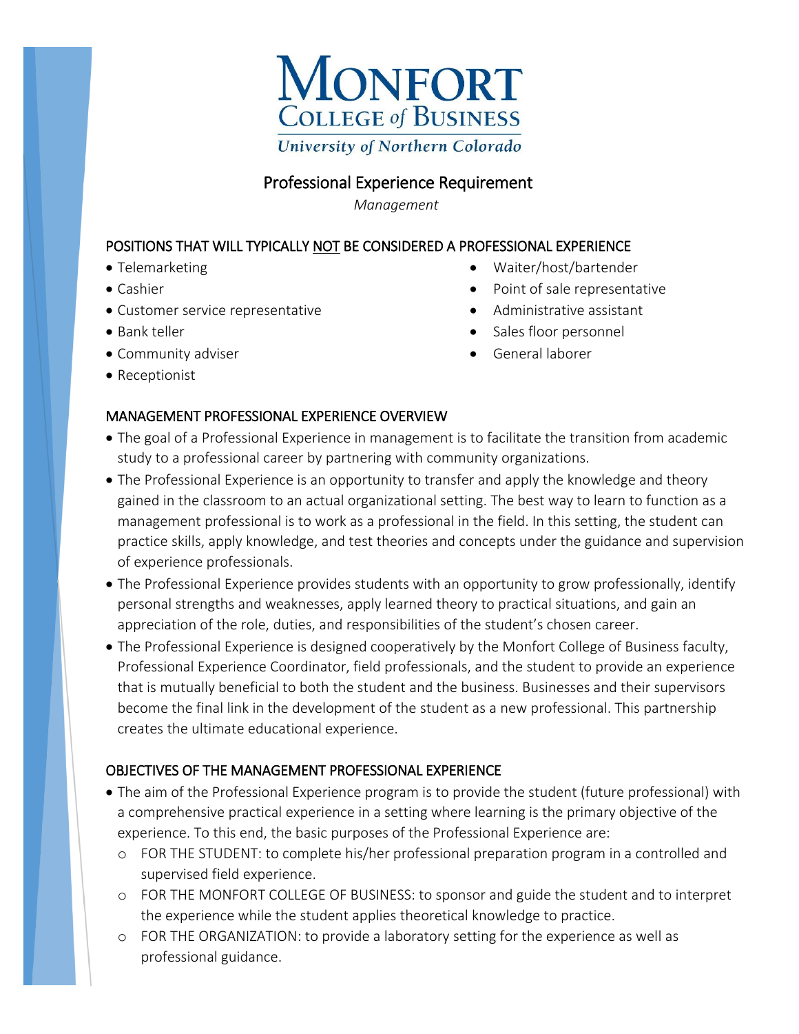# Monfort College of Business

**University of Northern Colorado**

## Professional Experience Requirement

*Management*

### POSITIONS THAT WILL TYPICALLY NOT BE CONSIDERED A PROFESSIONAL EXPERIENCE

- Telemarketing
- Cashier
- Customer service representative
- Bank teller
- Community adviser
- Receptionist
- Waiter/host/bartender
- Point of sale representative
- Administrative assistant
- Sales floor personnel
- General laborer

### MANAGEMENT PROFESSIONAL EXPERIENCE OVERVIEW

- The goal of a Professional Experience in management is to facilitate the transition from academic study to a professional career by partnering with community organizations.
- The Professional Experience is an opportunity to transfer and apply the knowledge and theory gained in the classroom to an actual organizational setting. The best way to learn to function as a management professional is to work as a professional in the field. In this setting, the student can practice skills, apply knowledge, and test theories and concepts under the guidance and supervision of experience professionals.
- The Professional Experience provides students with an opportunity to grow professionally, identify personal strengths and weaknesses, apply learned theory to practical situations, and gain an appreciation of the role, duties, and responsibilities of the student's chosen career.
- The Professional Experience is designed cooperatively by the Monfort College of Business faculty, Professional Experience Coordinator, field professionals, and the student to provide an experience that is mutually beneficial to both the student and the business. Businesses and their supervisors become the final link in the development of the student as a new professional. This partnership creates the ultimate educational experience.

### OBJECTIVES OF THE MANAGEMENT PROFESSIONAL EXPERIENCE

- The aim of the Professional Experience program is to provide the student (future professional) with a comprehensive practical experience in a setting where learning is the primary objective of the experience. To this end, the basic purposes of the Professional Experience are:
  - FOR THE STUDENT: to complete his/her professional preparation program in a controlled and supervised field experience.
  - FOR THE MONFORT COLLEGE OF BUSINESS: to sponsor and guide the student and to interpret the experience while the student applies theoretical knowledge to practice.
  - FOR THE ORGANIZATION: to provide a laboratory setting for the experience as well as professional guidance.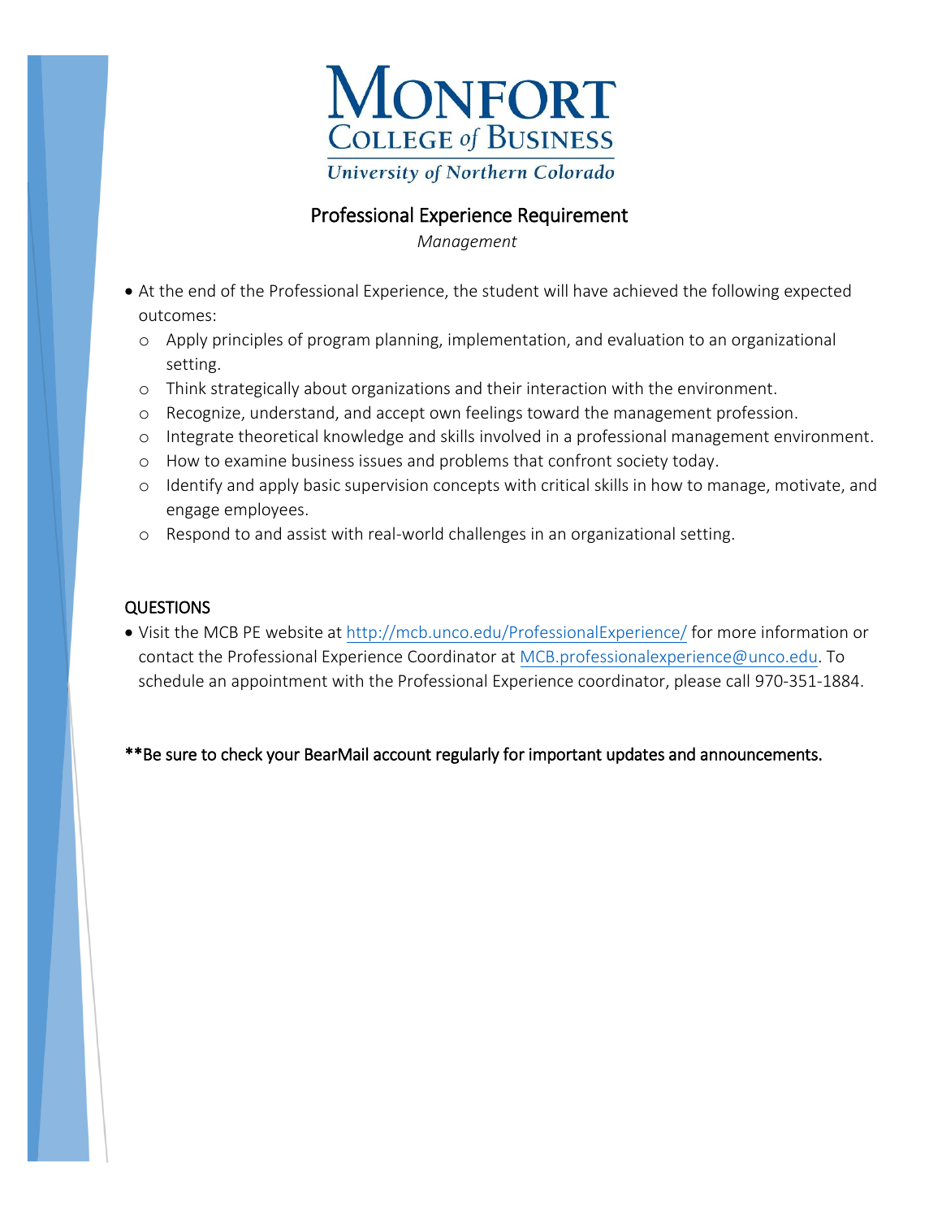# Monfort College of Business

University of Northern Colorado

## Professional Experience Requirement

*Management*

- At the end of the Professional Experience, the student will have achieved the following expected outcomes:
  - Apply principles of program planning, implementation, and evaluation to an organizational setting.
  - Think strategically about organizations and their interaction with the environment.
  - Recognize, understand, and accept own feelings toward the management profession.
  - Integrate theoretical knowledge and skills involved in a professional management environment.
  - How to examine business issues and problems that confront society today.
  - Identify and apply basic supervision concepts with critical skills in how to manage, motivate, and engage employees.
  - Respond to and assist with real-world challenges in an organizational setting.

## QUESTIONS

- Visit the MCB PE website at http://mcb.unco.edu/ProfessionalExperience/ for more information or contact the Professional Experience Coordinator at MCB.professionalexperience@unco.edu. To schedule an appointment with the Professional Experience coordinator, please call 970-351-1884.

**Be sure to check your BearMail account regularly for important updates and announcements.